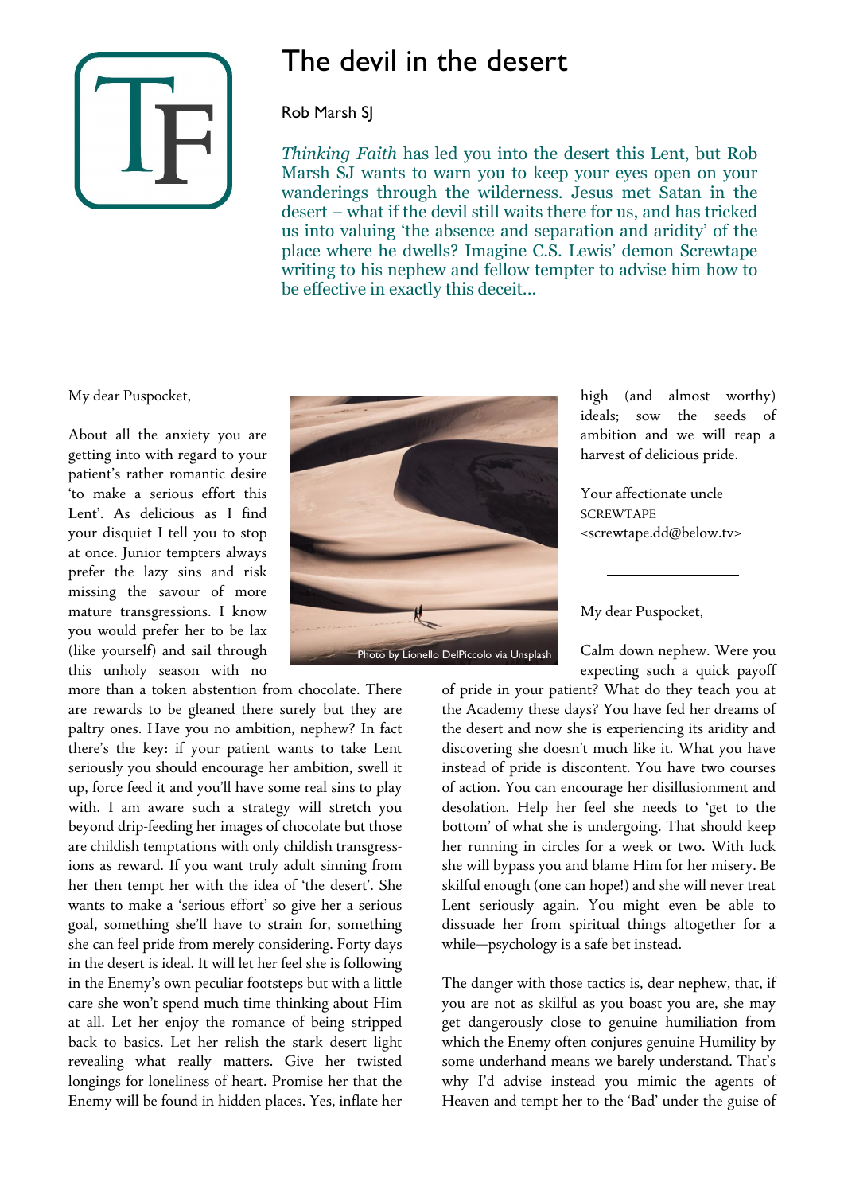# The devil in the desert

Rob Marsh SJ

*Thinking Faith* has led you into the desert this Lent, but Rob Marsh SJ wants to warn you to keep your eyes open on your wanderings through the wilderness. Jesus met Satan in the desert – what if the devil still waits there for us, and has tricked us into valuing 'the absence and separation and aridity' of the place where he dwells? Imagine C.S. Lewis' demon Screwtape writing to his nephew and fellow tempter to advise him how to be effective in exactly this deceit...

My dear Puspocket,

About all the anxiety you are getting into with regard to your patient's rather romantic desire 'to make a serious effort this Lent'. As delicious as I find your disquiet I tell you to stop at once. Junior tempters always prefer the lazy sins and risk missing the savour of more mature transgressions. I know you would prefer her to be lax (like yourself) and sail through this unholy season with no more than a token abstention from chocolate. There are rewards to be gleaned there surely but they are paltry ones. Have you no ambition, nephew? In fact there's the key: if your patient wants to take Lent seriously you should encourage her ambition, swell it up, force feed it and you'll have some real sins to play with. I am aware such a strategy will stretch you beyond drip-feeding her images of chocolate but those are childish temptations with only childish transgressions as reward. If you want truly adult sinning from her then tempt her with the idea of 'the desert'. She wants to make a 'serious effort' so give her a serious goal, something she'll have to strain for, something she can feel pride from merely considering. Forty days in the desert is ideal. It will let her feel she is following in the Enemy's own peculiar footsteps but with a little care she won't spend much time thinking about Him at all. Let her enjoy the romance of being stripped back to basics. Let her relish the stark desert light revealing what really matters. Give her twisted longings for loneliness of heart. Promise her that the Enemy will be found in hidden places. Yes, inflate her high (and almost worthy) ideals; sow the seeds of ambition and we will reap a harvest of delicious pride.

Photo by Lionello DelPiccolo via Unsplash

Your affectionate uncle
SCREWTAPE
<screwtape.dd@below.tv>

---

My dear Puspocket,

Calm down nephew. Were you expecting such a quick payoff of pride in your patient? What do they teach you at the Academy these days? You have fed her dreams of the desert and now she is experiencing its aridity and discovering she doesn't much like it. What you have instead of pride is discontent. You have two courses of action. You can encourage her disillusionment and desolation. Help her feel she needs to 'get to the bottom' of what she is undergoing. That should keep her running in circles for a week or two. With luck she will bypass you and blame Him for her misery. Be skilful enough (one can hope!) and she will never treat Lent seriously again. You might even be able to dissuade her from spiritual things altogether for a while—psychology is a safe bet instead.

The danger with those tactics is, dear nephew, that, if you are not as skilful as you boast you are, she may get dangerously close to genuine humiliation from which the Enemy often conjures genuine Humility by some underhand means we barely understand. That's why I'd advise instead you mimic the agents of Heaven and tempt her to the 'Bad' under the guise of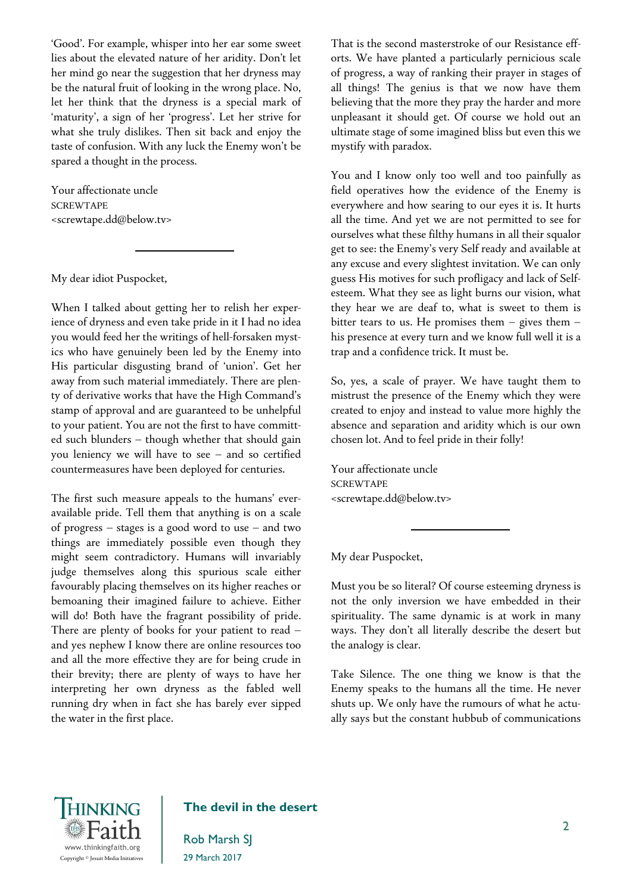'Good'. For example, whisper into her ear some sweet lies about the elevated nature of her aridity. Don't let her mind go near the suggestion that her dryness may be the natural fruit of looking in the wrong place. No, let her think that the dryness is a special mark of 'maturity', a sign of her 'progress'. Let her strive for what she truly dislikes. Then sit back and enjoy the taste of confusion. With any luck the Enemy won't be spared a thought in the process.

Your affectionate uncle
SCREWTAPE
<screwtape.dd@below.tv>

---

My dear idiot Puspocket,

When I talked about getting her to relish her experience of dryness and even take pride in it I had no idea you would feed her the writings of hell-forsaken mystics who have genuinely been led by the Enemy into His particular disgusting brand of 'union'. Get her away from such material immediately. There are plenty of derivative works that have the High Command's stamp of approval and are guaranteed to be unhelpful to your patient. You are not the first to have committed such blunders – though whether that should gain you leniency we will have to see – and so certified countermeasures have been deployed for centuries.

The first such measure appeals to the humans' ever-available pride. Tell them that anything is on a scale of progress – stages is a good word to use – and two things are immediately possible even though they might seem contradictory. Humans will invariably judge themselves along this spurious scale either favourably placing themselves on its higher reaches or bemoaning their imagined failure to achieve. Either will do! Both have the fragrant possibility of pride. There are plenty of books for your patient to read – and yes nephew I know there are online resources too and all the more effective they are for being crude in their brevity; there are plenty of ways to have her interpreting her own dryness as the fabled well running dry when in fact she has barely ever sipped the water in the first place.

That is the second masterstroke of our Resistance efforts. We have planted a particularly pernicious scale of progress, a way of ranking their prayer in stages of all things! The genius is that we now have them believing that the more they pray the harder and more unpleasant it should get. Of course we hold out an ultimate stage of some imagined bliss but even this we mystify with paradox.

You and I know only too well and too painfully as field operatives how the evidence of the Enemy is everywhere and how searing to our eyes it is. It hurts all the time. And yet we are not permitted to see for ourselves what these filthy humans in all their squalor get to see: the Enemy's very Self ready and available at any excuse and every slightest invitation. We can only guess His motives for such profligacy and lack of Self-esteem. What they see as light burns our vision, what they hear we are deaf to, what is sweet to them is bitter tears to us. He promises them – gives them – his presence at every turn and we know full well it is a trap and a confidence trick. It must be.

So, yes, a scale of prayer. We have taught them to mistrust the presence of the Enemy which they were created to enjoy and instead to value more highly the absence and separation and aridity which is our own chosen lot. And to feel pride in their folly!

Your affectionate uncle
SCREWTAPE
<screwtape.dd@below.tv>

---

My dear Puspocket,

Must you be so literal? Of course esteeming dryness is not the only inversion we have embedded in their spirituality. The same dynamic is at work in many ways. They don't all literally describe the desert but the analogy is clear.

Take Silence. The one thing we know is that the Enemy speaks to the humans all the time. He never shuts up. We only have the rumours of what he actually says but the constant hubbub of communications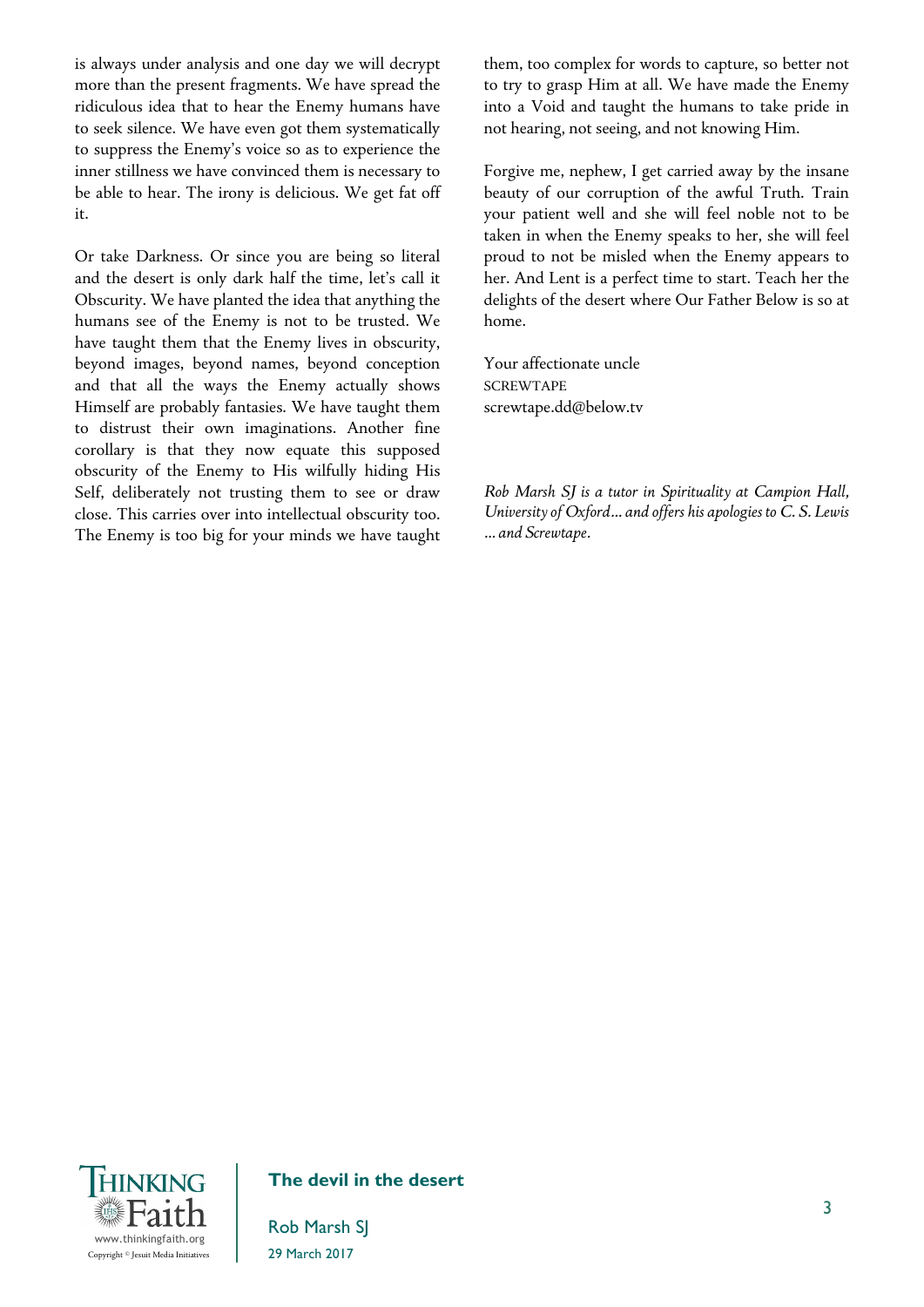is always under analysis and one day we will decrypt more than the present fragments. We have spread the ridiculous idea that to hear the Enemy humans have to seek silence. We have even got them systematically to suppress the Enemy's voice so as to experience the inner stillness we have convinced them is necessary to be able to hear. The irony is delicious. We get fat off it.

Or take Darkness. Or since you are being so literal and the desert is only dark half the time, let's call it Obscurity. We have planted the idea that anything the humans see of the Enemy is not to be trusted. We have taught them that the Enemy lives in obscurity, beyond images, beyond names, beyond conception and that all the ways the Enemy actually shows Himself are probably fantasies. We have taught them to distrust their own imaginations. Another fine corollary is that they now equate this supposed obscurity of the Enemy to His wilfully hiding His Self, deliberately not trusting them to see or draw close. This carries over into intellectual obscurity too. The Enemy is too big for your minds we have taught them, too complex for words to capture, so better not to try to grasp Him at all. We have made the Enemy into a Void and taught the humans to take pride in not hearing, not seeing, and not knowing Him.

Forgive me, nephew, I get carried away by the insane beauty of our corruption of the awful Truth. Train your patient well and she will feel noble not to be taken in when the Enemy speaks to her, she will feel proud to not be misled when the Enemy appears to her. And Lent is a perfect time to start. Teach her the delights of the desert where Our Father Below is so at home.

Your affectionate uncle
SCREWTAPE
screwtape.dd@below.tv

*Rob Marsh SJ is a tutor in Spirituality at Campion Hall, University of Oxford… and offers his apologies to C. S. Lewis … and Screwtape.*